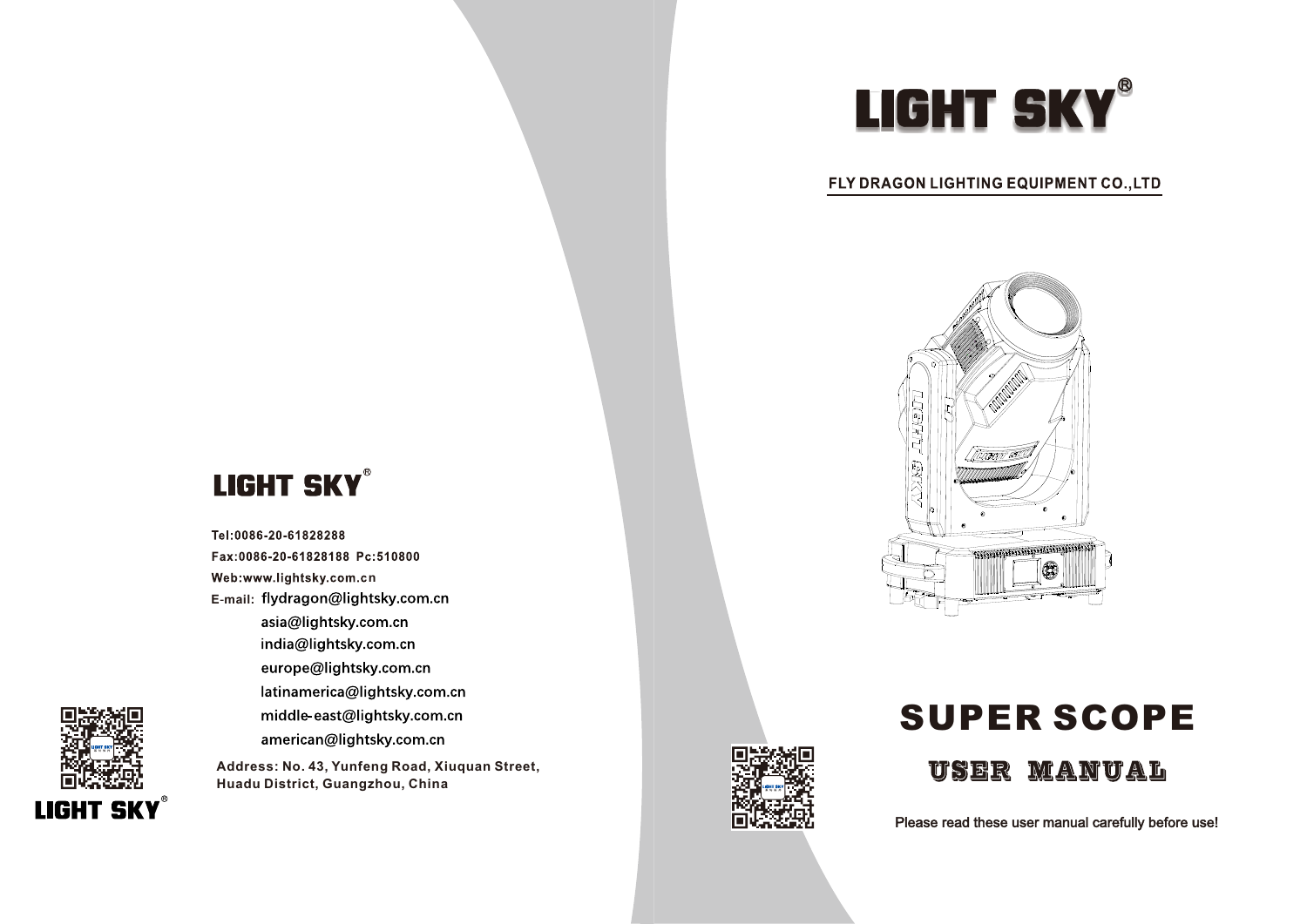LIGHT SKY®

Tel:0086-20-61828288

Fax:0086-20-61828188 Pc:510800

Web:www.lightsky.com.cn

E-mail: flydragon@lightsky.com.cn

asia@lightsky.com.cn

india@lightsky.com.cn

europe@lightsky.com.cn

latinamerica@lightsky.com.cn

middle-east@lightsky.com.cn

american@lightsky.com.cn

Address: No. 43, Yunfeng Road, Xiuquan Street, Huadu District, Guangzhou, China

LIGHT SKY®

# LIGHT SKY®

FLY DRAGON LIGHTING EQUIPMENT CO.,LTD

# SUPER SCOPE

## USER MANUAL

Please read these user manual carefully before use!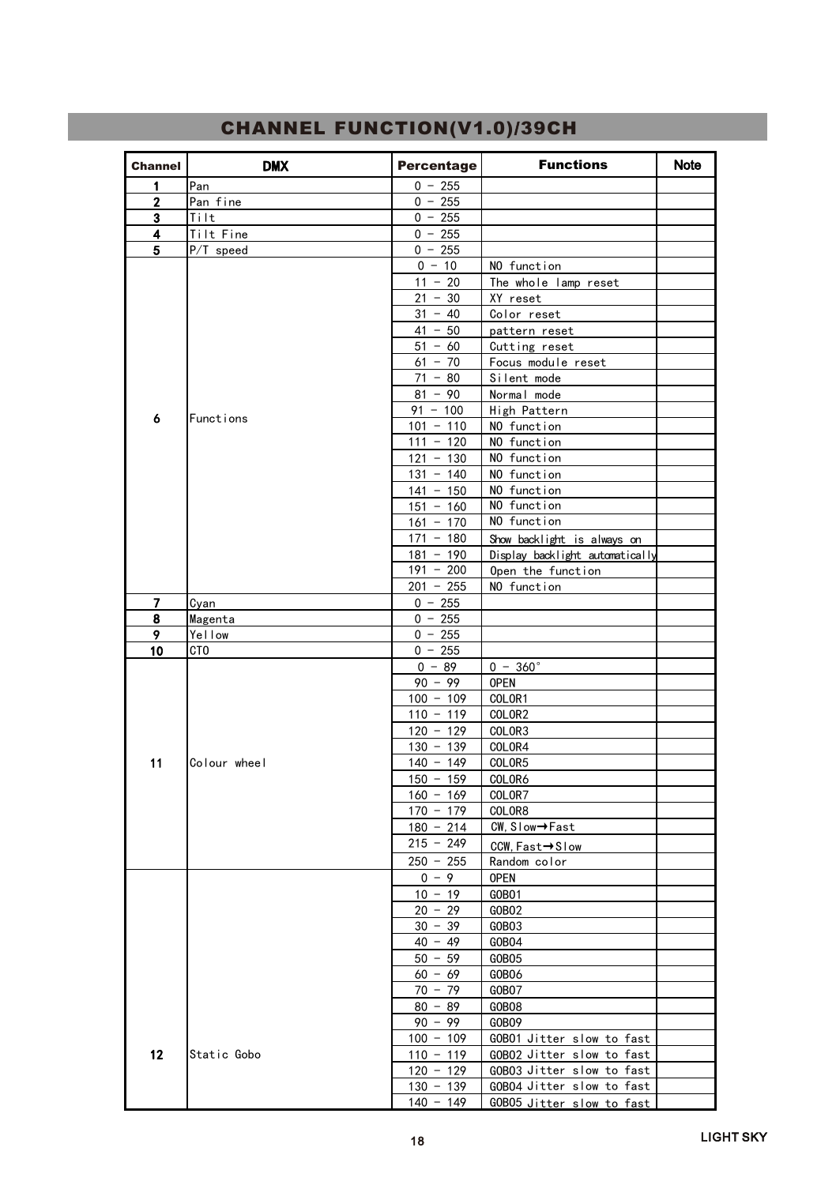## CHANNEL FUNCTION(V1.0)/39CH

| Channel | DMX | Percentage | Functions | Note |
|---|---|---|---|---|
| 1 | Pan | 0 - 255 | | |
| 2 | Pan fine | 0 - 255 | | |
| 3 | Tilt | 0 - 255 | | |
| 4 | Tilt Fine | 0 - 255 | | |
| 5 | P/T speed | 0 - 255 | | |
| 6 | Functions | 0 - 10 | NO function | |
| | | 11 - 20 | The whole lamp reset | |
| | | 21 - 30 | XY reset | |
| | | 31 - 40 | Color reset | |
| | | 41 - 50 | pattern reset | |
| | | 51 - 60 | Cutting reset | |
| | | 61 - 70 | Focus module reset | |
| | | 71 - 80 | Silent mode | |
| | | 81 - 90 | Normal mode | |
| | | 91 - 100 | High Pattern | |
| | | 101 - 110 | NO function | |
| | | 111 - 120 | NO function | |
| | | 121 - 130 | NO function | |
| | | 131 - 140 | NO function | |
| | | 141 - 150 | NO function | |
| | | 151 - 160 | NO function | |
| | | 161 - 170 | NO function | |
| | | 171 - 180 | Show backlight is always on | |
| | | 181 - 190 | Display backlight automatically | |
| | | 191 - 200 | Open the function | |
| | | 201 - 255 | NO function | |
| 7 | Cyan | 0 - 255 | | |
| 8 | Magenta | 0 - 255 | | |
| 9 | Yellow | 0 - 255 | | |
| 10 | CTO | 0 - 255 | | |
| 11 | Colour wheel | 0 - 89 | 0 - 360° | |
| | | 90 - 99 | OPEN | |
| | | 100 - 109 | COLOR1 | |
| | | 110 - 119 | COLOR2 | |
| | | 120 - 129 | COLOR3 | |
| | | 130 - 139 | COLOR4 | |
| | | 140 - 149 | COLOR5 | |
| | | 150 - 159 | COLOR6 | |
| | | 160 - 169 | COLOR7 | |
| | | 170 - 179 | COLOR8 | |
| | | 180 - 214 | CW, Slow→Fast | |
| | | 215 - 249 | CCW, Fast→Slow | |
| | | 250 - 255 | Random color | |
| 12 | Static Gobo | 0 - 9 | OPEN | |
| | | 10 - 19 | GOBO1 | |
| | | 20 - 29 | GOBO2 | |
| | | 30 - 39 | GOBO3 | |
| | | 40 - 49 | GOBO4 | |
| | | 50 - 59 | GOBO5 | |
| | | 60 - 69 | GOBO6 | |
| | | 70 - 79 | GOBO7 | |
| | | 80 - 89 | GOBO8 | |
| | | 90 - 99 | GOBO9 | |
| | | 100 - 109 | GOBO1 Jitter slow to fast | |
| | | 110 - 119 | GOBO2 Jitter slow to fast | |
| | | 120 - 129 | GOBO3 Jitter slow to fast | |
| | | 130 - 139 | GOBO4 Jitter slow to fast | |
| | | 140 - 149 | GOBO5 Jitter slow to fast | |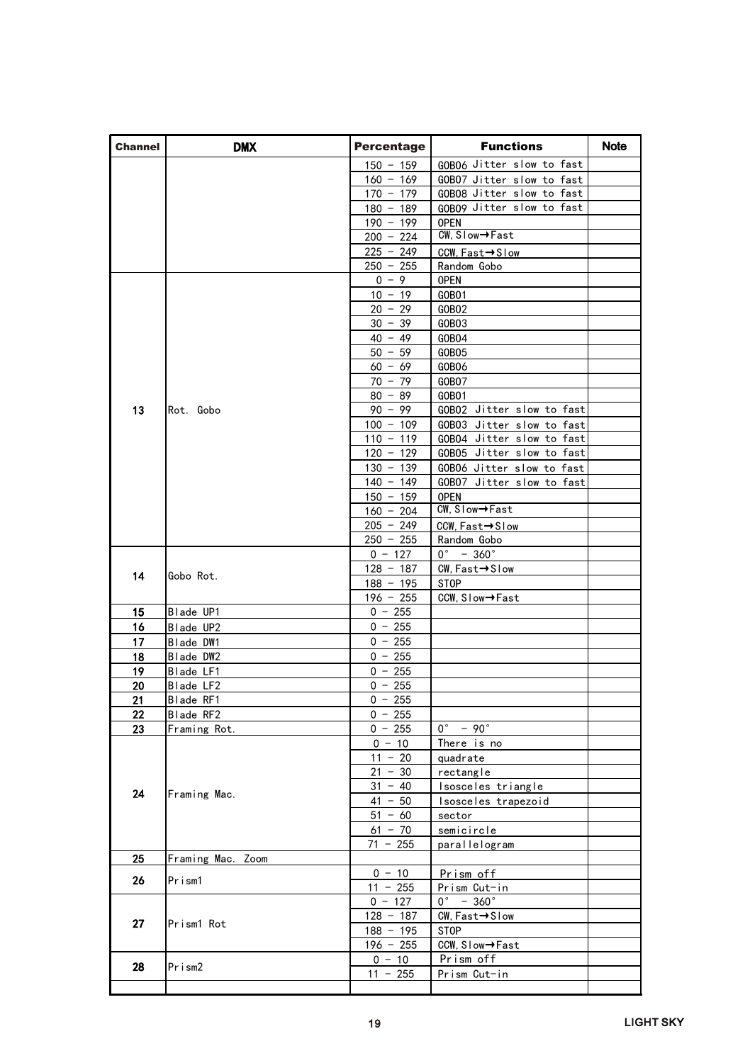| Channel | DMX | Percentage | Functions | Note |
|---|---|---|---|---|
| | | 150 - 159 | GOBO6 Jitter slow to fast | |
| | | 160 - 169 | GOBO7 Jitter slow to fast | |
| | | 170 - 179 | GOBO8 Jitter slow to fast | |
| | | 180 - 189 | GOBO9 Jitter slow to fast | |
| | | 190 - 199 | OPEN | |
| | | 200 - 224 | CW,Slow→Fast | |
| | | 225 - 249 | CCW,Fast→Slow | |
| | | 250 - 255 | Random Gobo | |
| 13 | Rot. Gobo | 0 - 9 | OPEN | |
| | | 10 - 19 | GOBO1 | |
| | | 20 - 29 | GOBO2 | |
| | | 30 - 39 | GOBO3 | |
| | | 40 - 49 | GOBO4 | |
| | | 50 - 59 | GOBO5 | |
| | | 60 - 69 | GOBO6 | |
| | | 70 - 79 | GOBO7 | |
| | | 80 - 89 | GOBO1 | |
| | | 90 - 99 | GOBO2 Jitter slow to fast | |
| | | 100 - 109 | GOBO3 Jitter slow to fast | |
| | | 110 - 119 | GOBO4 Jitter slow to fast | |
| | | 120 - 129 | GOBO5 Jitter slow to fast | |
| | | 130 - 139 | GOBO6 Jitter slow to fast | |
| | | 140 - 149 | GOBO7 Jitter slow to fast | |
| | | 150 - 159 | OPEN | |
| | | 160 - 204 | CW,Slow→Fast | |
| | | 205 - 249 | CCW,Fast→Slow | |
| | | 250 - 255 | Random Gobo | |
| 14 | Gobo Rot. | 0 - 127 | 0° - 360° | |
| | | 128 - 187 | CW,Fast→Slow | |
| | | 188 - 195 | STOP | |
| | | 196 - 255 | CCW,Slow→Fast | |
| 15 | Blade UP1 | 0 - 255 | | |
| 16 | Blade UP2 | 0 - 255 | | |
| 17 | Blade DW1 | 0 - 255 | | |
| 18 | Blade DW2 | 0 - 255 | | |
| 19 | Blade LF1 | 0 - 255 | | |
| 20 | Blade LF2 | 0 - 255 | | |
| 21 | Blade RF1 | 0 - 255 | | |
| 22 | Blade RF2 | 0 - 255 | | |
| 23 | Framing Rot. | 0 - 255 | 0° - 90° | |
| 24 | Framing Mac. | 0 - 10 | There is no | |
| | | 11 - 20 | quadrate | |
| | | 21 - 30 | rectangle | |
| | | 31 - 40 | Isosceles triangle | |
| | | 41 - 50 | Isosceles trapezoid | |
| | | 51 - 60 | sector | |
| | | 61 - 70 | semicircle | |
| | | 71 - 255 | parallelogram | |
| 25 | Framing Mac. Zoom | | | |
| 26 | Prism1 | 0 - 10 | Prism off | |
| | | 11 - 255 | Prism Cut-in | |
| 27 | Prism1 Rot | 0 - 127 | 0° - 360° | |
| | | 128 - 187 | CW,Fast→Slow | |
| | | 188 - 195 | STOP | |
| | | 196 - 255 | CCW,Slow→Fast | |
| 28 | Prism2 | 0 - 10 | Prism off | |
| | | 11 - 255 | Prism Cut-in | |
| | | | | |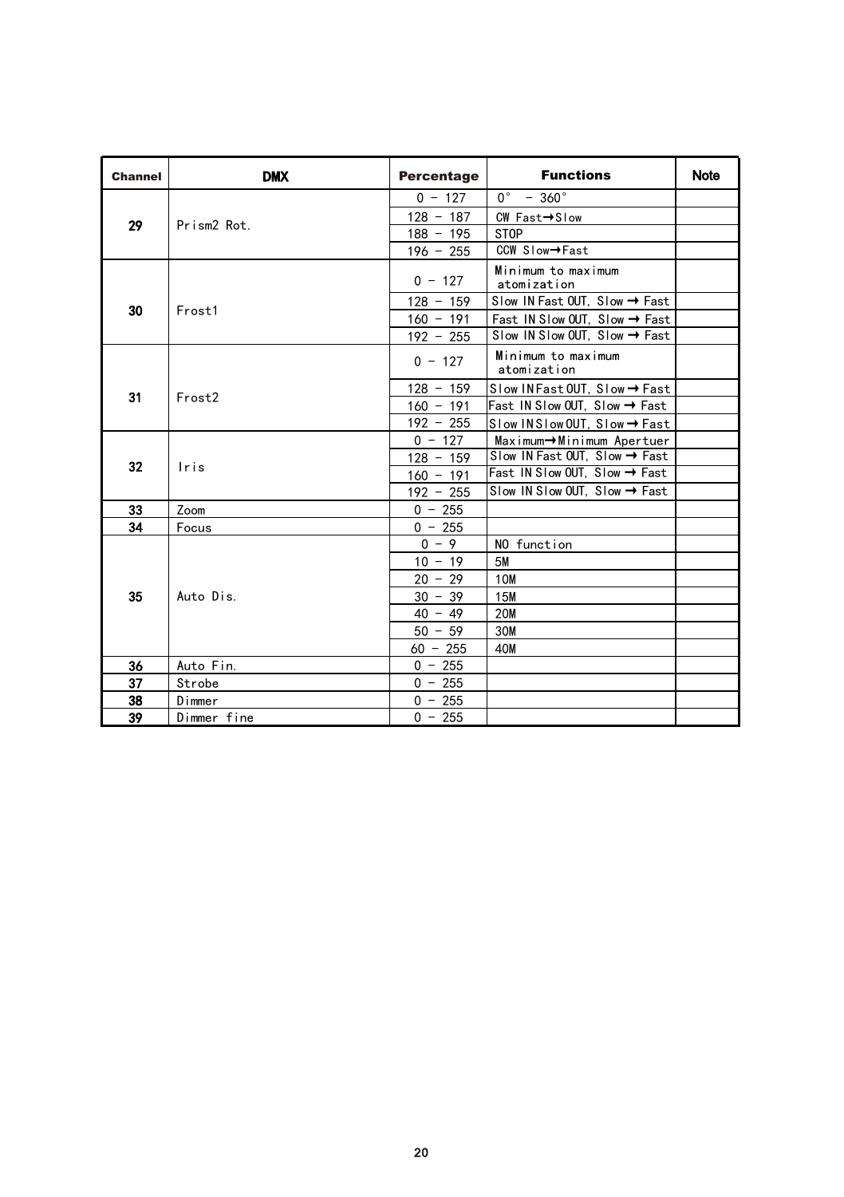| Channel | DMX | Percentage | Functions | Note |
|---|---|---|---|---|
| 29 | Prism2 Rot. | 0 - 127 | 0° - 360° | |
| | | 128 - 187 | CW Fast→Slow | |
| | | 188 - 195 | STOP | |
| | | 196 - 255 | CCW Slow→Fast | |
| 30 | Frost1 | 0 - 127 | Minimum to maximum atomization | |
| | | 128 - 159 | Slow IN Fast OUT, Slow → Fast | |
| | | 160 - 191 | Fast IN Slow OUT, Slow → Fast | |
| | | 192 - 255 | Slow IN Slow OUT, Slow → Fast | |
| 31 | Frost2 | 0 - 127 | Minimum to maximum atomization | |
| | | 128 - 159 | Slow IN Fast OUT, Slow → Fast | |
| | | 160 - 191 | Fast IN Slow OUT, Slow → Fast | |
| | | 192 - 255 | Slow IN Slow OUT, Slow → Fast | |
| 32 | Iris | 0 - 127 | Maximum→Minimum Apertuer | |
| | | 128 - 159 | Slow IN Fast OUT, Slow → Fast | |
| | | 160 - 191 | Fast IN Slow OUT, Slow → Fast | |
| | | 192 - 255 | Slow IN Slow OUT, Slow → Fast | |
| 33 | Zoom | 0 - 255 | | |
| 34 | Focus | 0 - 255 | | |
| 35 | Auto Dis. | 0 - 9 | NO function | |
| | | 10 - 19 | 5M | |
| | | 20 - 29 | 10M | |
| | | 30 - 39 | 15M | |
| | | 40 - 49 | 20M | |
| | | 50 - 59 | 30M | |
| | | 60 - 255 | 40M | |
| 36 | Auto Fin. | 0 - 255 | | |
| 37 | Strobe | 0 - 255 | | |
| 38 | Dimmer | 0 - 255 | | |
| 39 | Dimmer fine | 0 - 255 | | |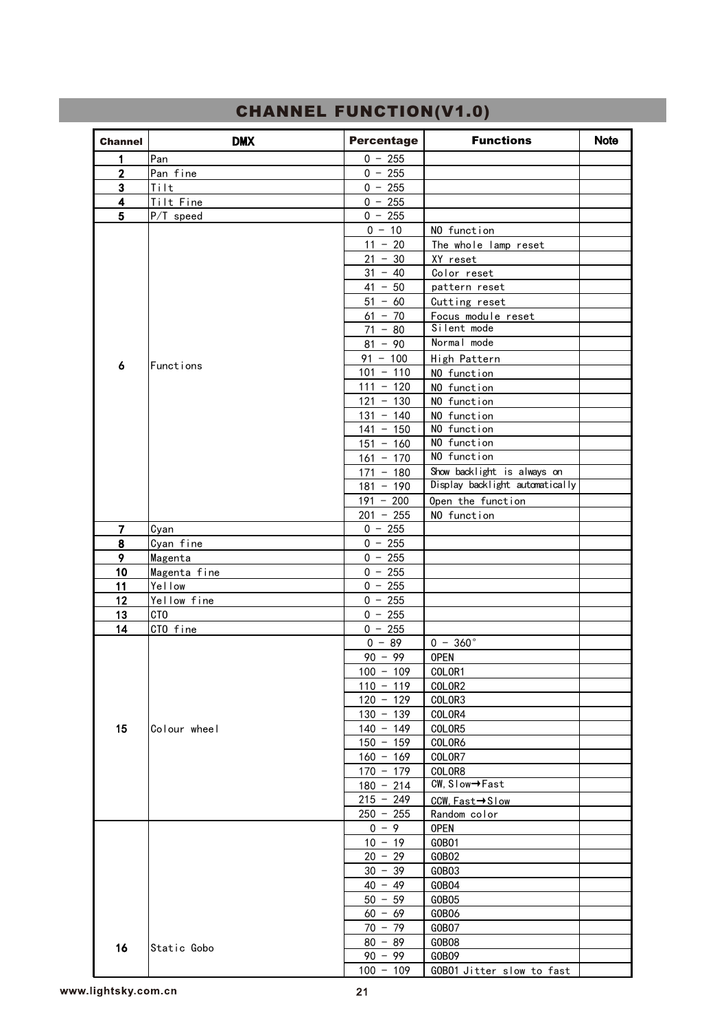## CHANNEL FUNCTION(V1.0)

| Channel | DMX | Percentage | Functions | Note |
|---|---|---|---|---|
| 1 | Pan | 0 - 255 | | |
| 2 | Pan fine | 0 - 255 | | |
| 3 | Tilt | 0 - 255 | | |
| 4 | Tilt Fine | 0 - 255 | | |
| 5 | P/T speed | 0 - 255 | | |
| 6 | Functions | 0 - 10 | NO function | |
| | | 11 - 20 | The whole lamp reset | |
| | | 21 - 30 | XY reset | |
| | | 31 - 40 | Color reset | |
| | | 41 - 50 | pattern reset | |
| | | 51 - 60 | Cutting reset | |
| | | 61 - 70 | Focus module reset | |
| | | 71 - 80 | Silent mode | |
| | | 81 - 90 | Normal mode | |
| | | 91 - 100 | High Pattern | |
| | | 101 - 110 | NO function | |
| | | 111 - 120 | NO function | |
| | | 121 - 130 | NO function | |
| | | 131 - 140 | NO function | |
| | | 141 - 150 | NO function | |
| | | 151 - 160 | NO function | |
| | | 161 - 170 | NO function | |
| | | 171 - 180 | Show backlight is always on | |
| | | 181 - 190 | Display backlight automatically | |
| | | 191 - 200 | Open the function | |
| | | 201 - 255 | NO function | |
| 7 | Cyan | 0 - 255 | | |
| 8 | Cyan fine | 0 - 255 | | |
| 9 | Magenta | 0 - 255 | | |
| 10 | Magenta fine | 0 - 255 | | |
| 11 | Yellow | 0 - 255 | | |
| 12 | Yellow fine | 0 - 255 | | |
| 13 | CTO | 0 - 255 | | |
| 14 | CTO fine | 0 - 255 | | |
| 15 | Colour wheel | 0 - 89 | 0 - 360° | |
| | | 90 - 99 | OPEN | |
| | | 100 - 109 | COLOR1 | |
| | | 110 - 119 | COLOR2 | |
| | | 120 - 129 | COLOR3 | |
| | | 130 - 139 | COLOR4 | |
| | | 140 - 149 | COLOR5 | |
| | | 150 - 159 | COLOR6 | |
| | | 160 - 169 | COLOR7 | |
| | | 170 - 179 | COLOR8 | |
| | | 180 - 214 | CW,Slow→Fast | |
| | | 215 - 249 | CCW,Fast→Slow | |
| | | 250 - 255 | Random color | |
| 16 | Static Gobo | 0 - 9 | OPEN | |
| | | 10 - 19 | GOBO1 | |
| | | 20 - 29 | GOBO2 | |
| | | 30 - 39 | GOBO3 | |
| | | 40 - 49 | GOBO4 | |
| | | 50 - 59 | GOBO5 | |
| | | 60 - 69 | GOBO6 | |
| | | 70 - 79 | GOBO7 | |
| | | 80 - 89 | GOBO8 | |
| | | 90 - 99 | GOBO9 | |
| | | 100 - 109 | GOBO1 Jitter slow to fast | |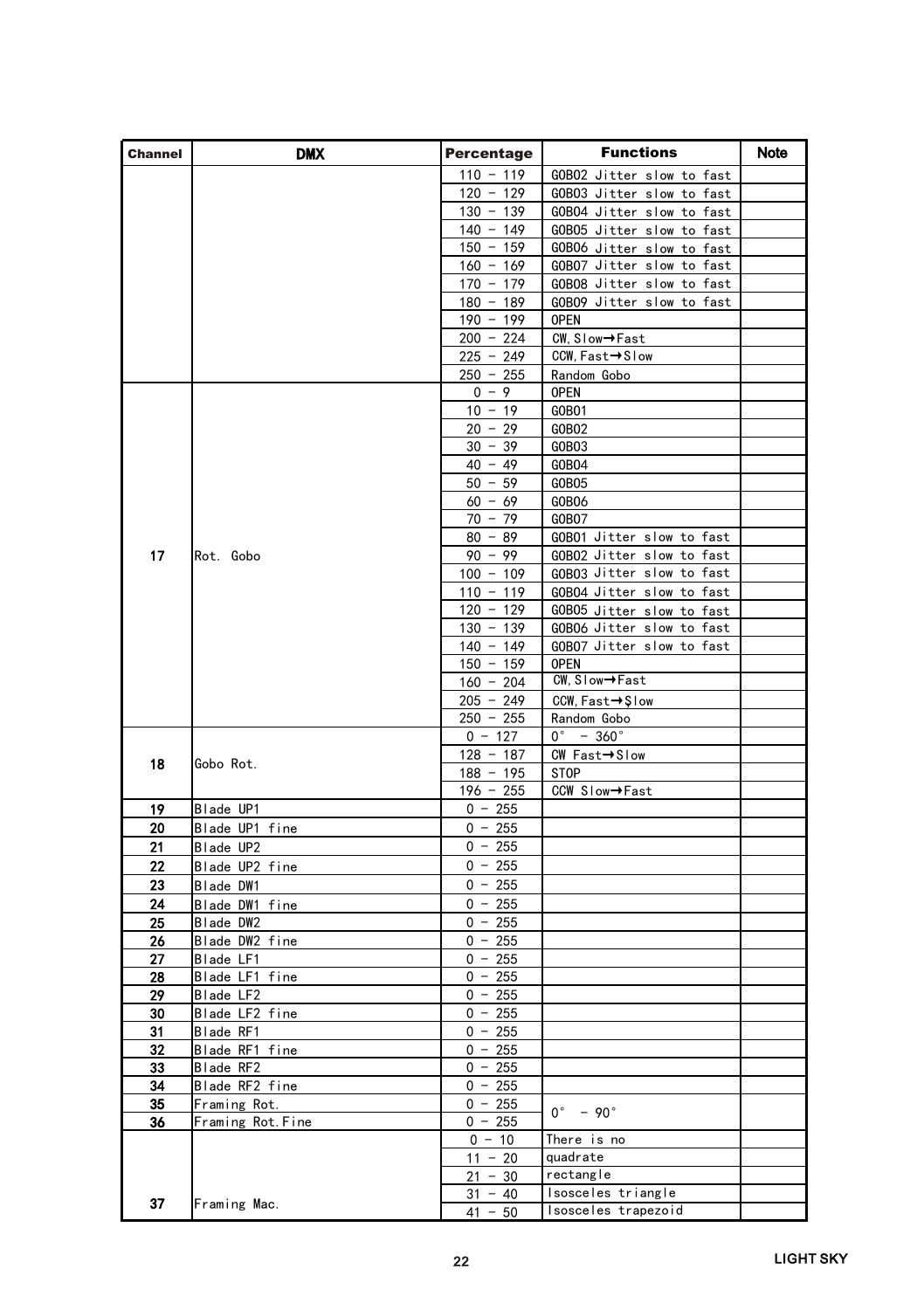| Channel | DMX | Percentage | Functions | Note |
|---|---|---|---|---|
| | | 110 - 119 | GOBO2 Jitter slow to fast | |
| | | 120 - 129 | GOBO3 Jitter slow to fast | |
| | | 130 - 139 | GOBO4 Jitter slow to fast | |
| | | 140 - 149 | GOBO5 Jitter slow to fast | |
| | | 150 - 159 | GOBO6 Jitter slow to fast | |
| | | 160 - 169 | GOBO7 Jitter slow to fast | |
| | | 170 - 179 | GOBO8 Jitter slow to fast | |
| | | 180 - 189 | GOBO9 Jitter slow to fast | |
| | | 190 - 199 | OPEN | |
| | | 200 - 224 | CW, Slow→Fast | |
| | | 225 - 249 | CCW, Fast→Slow | |
| | | 250 - 255 | Random Gobo | |
| 17 | Rot. Gobo | 0 - 9 | OPEN | |
| | | 10 - 19 | GOBO1 | |
| | | 20 - 29 | GOBO2 | |
| | | 30 - 39 | GOBO3 | |
| | | 40 - 49 | GOBO4 | |
| | | 50 - 59 | GOBO5 | |
| | | 60 - 69 | GOBO6 | |
| | | 70 - 79 | GOBO7 | |
| | | 80 - 89 | GOBO1 Jitter slow to fast | |
| | | 90 - 99 | GOBO2 Jitter slow to fast | |
| | | 100 - 109 | GOBO3 Jitter slow to fast | |
| | | 110 - 119 | GOBO4 Jitter slow to fast | |
| | | 120 - 129 | GOBO5 Jitter slow to fast | |
| | | 130 - 139 | GOBO6 Jitter slow to fast | |
| | | 140 - 149 | GOBO7 Jitter slow to fast | |
| | | 150 - 159 | OPEN | |
| | | 160 - 204 | CW, Slow→Fast | |
| | | 205 - 249 | CCW, Fast→Slow | |
| | | 250 - 255 | Random Gobo | |
| 18 | Gobo Rot. | 0 - 127 | 0° - 360° | |
| | | 128 - 187 | CW Fast→Slow | |
| | | 188 - 195 | STOP | |
| | | 196 - 255 | CCW Slow→Fast | |
| 19 | Blade UP1 | 0 - 255 | | |
| 20 | Blade UP1 fine | 0 - 255 | | |
| 21 | Blade UP2 | 0 - 255 | | |
| 22 | Blade UP2 fine | 0 - 255 | | |
| 23 | Blade DW1 | 0 - 255 | | |
| 24 | Blade DW1 fine | 0 - 255 | | |
| 25 | Blade DW2 | 0 - 255 | | |
| 26 | Blade DW2 fine | 0 - 255 | | |
| 27 | Blade LF1 | 0 - 255 | | |
| 28 | Blade LF1 fine | 0 - 255 | | |
| 29 | Blade LF2 | 0 - 255 | | |
| 30 | Blade LF2 fine | 0 - 255 | | |
| 31 | Blade RF1 | 0 - 255 | | |
| 32 | Blade RF1 fine | 0 - 255 | | |
| 33 | Blade RF2 | 0 - 255 | | |
| 34 | Blade RF2 fine | 0 - 255 | | |
| 35 | Framing Rot. | 0 - 255 | 0° - 90° | |
| 36 | Framing Rot.Fine | 0 - 255 | | |
| 37 | Framing Mac. | 0 - 10 | There is no | |
| | | 11 - 20 | quadrate | |
| | | 21 - 30 | rectangle | |
| | | 31 - 40 | Isosceles triangle | |
| | | 41 - 50 | Isosceles trapezoid | |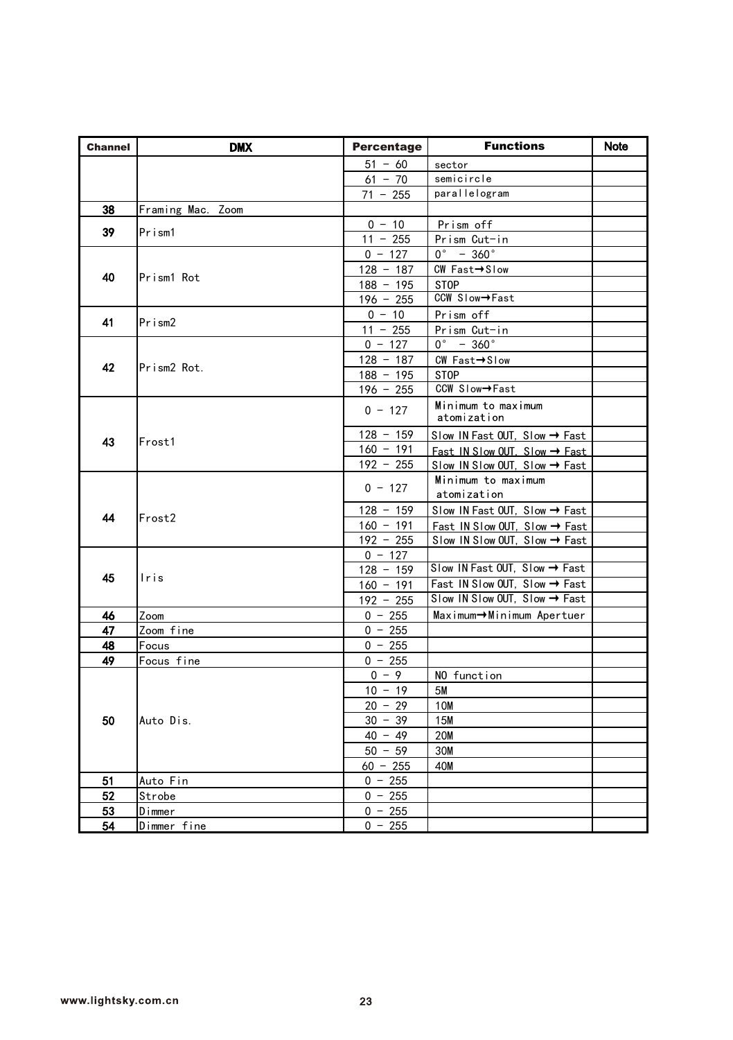| Channel | DMX | Percentage | Functions | Note |
|---|---|---|---|---|
| | | 51 - 60 | sector | |
| | | 61 - 70 | semicircle | |
| | | 71 - 255 | parallelogram | |
| 38 | Framing Mac. Zoom | | | |
| 39 | Prism1 | 0 - 10 | Prism off | |
| | | 11 - 255 | Prism Cut-in | |
| 40 | Prism1 Rot | 0 - 127 | 0° - 360° | |
| | | 128 - 187 | CW Fast→Slow | |
| | | 188 - 195 | STOP | |
| | | 196 - 255 | CCW Slow→Fast | |
| 41 | Prism2 | 0 - 10 | Prism off | |
| | | 11 - 255 | Prism Cut-in | |
| 42 | Prism2 Rot. | 0 - 127 | 0° - 360° | |
| | | 128 - 187 | CW Fast→Slow | |
| | | 188 - 195 | STOP | |
| | | 196 - 255 | CCW Slow→Fast | |
| 43 | Frost1 | 0 - 127 | Minimum to maximum atomization | |
| | | 128 - 159 | Slow IN Fast OUT, Slow → Fast | |
| | | 160 - 191 | Fast IN Slow OUT, Slow → Fast | |
| | | 192 - 255 | Slow IN Slow OUT, Slow → Fast | |
| 44 | Frost2 | 0 - 127 | Minimum to maximum atomization | |
| | | 128 - 159 | Slow IN Fast OUT, Slow → Fast | |
| | | 160 - 191 | Fast IN Slow OUT, Slow → Fast | |
| | | 192 - 255 | Slow IN Slow OUT, Slow → Fast | |
| 45 | Iris | 0 - 127 | | |
| | | 128 - 159 | Slow IN Fast OUT, Slow → Fast | |
| | | 160 - 191 | Fast IN Slow OUT, Slow → Fast | |
| | | 192 - 255 | Slow IN Slow OUT, Slow → Fast | |
| 46 | Zoom | 0 - 255 | Maximum→Minimum Apertuer | |
| 47 | Zoom fine | 0 - 255 | | |
| 48 | Focus | 0 - 255 | | |
| 49 | Focus fine | 0 - 255 | | |
| 50 | Auto Dis. | 0 - 9 | NO function | |
| | | 10 - 19 | 5M | |
| | | 20 - 29 | 10M | |
| | | 30 - 39 | 15M | |
| | | 40 - 49 | 20M | |
| | | 50 - 59 | 30M | |
| | | 60 - 255 | 40M | |
| 51 | Auto Fin | 0 - 255 | | |
| 52 | Strobe | 0 - 255 | | |
| 53 | Dimmer | 0 - 255 | | |
| 54 | Dimmer fine | 0 - 255 | | |

www.lightsky.com.cn